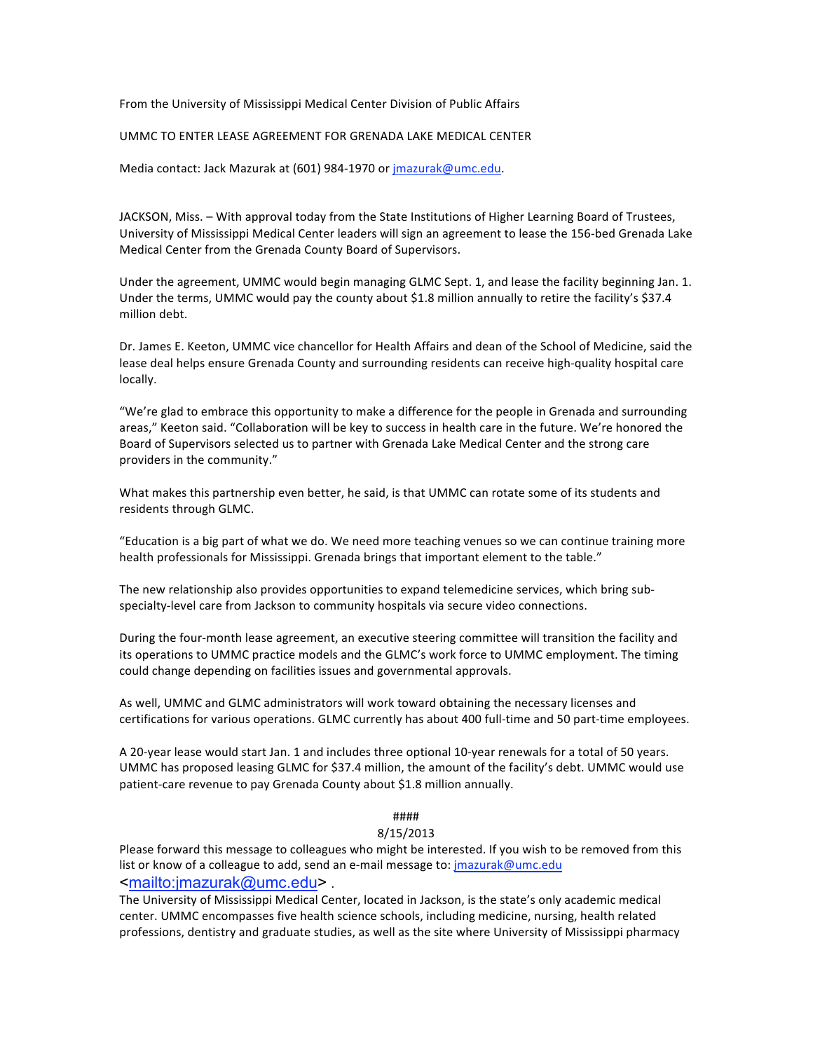From the University of Mississippi Medical Center Division of Public Affairs

UMMC TO ENTER LEASE AGREEMENT FOR GRENADA LAKE MEDICAL CENTER

Media contact: Jack Mazurak at (601) 984-1970 or jmazurak@umc.edu.

JACKSON, Miss. – With approval today from the State Institutions of Higher Learning Board of Trustees, University of Mississippi Medical Center leaders will sign an agreement to lease the 156-bed Grenada Lake Medical Center from the Grenada County Board of Supervisors.

Under the agreement, UMMC would begin managing GLMC Sept. 1, and lease the facility beginning Jan. 1. Under the terms, UMMC would pay the county about $1.8 million annually to retire the facility's $37.4 million debt.

Dr. James E. Keeton, UMMC vice chancellor for Health Affairs and dean of the School of Medicine, said the lease deal helps ensure Grenada County and surrounding residents can receive high-quality hospital care locally.

"We're glad to embrace this opportunity to make a difference for the people in Grenada and surrounding areas," Keeton said. "Collaboration will be key to success in health care in the future. We're honored the Board of Supervisors selected us to partner with Grenada Lake Medical Center and the strong care providers in the community."

What makes this partnership even better, he said, is that UMMC can rotate some of its students and residents through GLMC.

"Education is a big part of what we do. We need more teaching venues so we can continue training more health professionals for Mississippi. Grenada brings that important element to the table."

The new relationship also provides opportunities to expand telemedicine services, which bring sub-specialty-level care from Jackson to community hospitals via secure video connections.

During the four-month lease agreement, an executive steering committee will transition the facility and its operations to UMMC practice models and the GLMC's work force to UMMC employment. The timing could change depending on facilities issues and governmental approvals.

As well, UMMC and GLMC administrators will work toward obtaining the necessary licenses and certifications for various operations. GLMC currently has about 400 full-time and 50 part-time employees.

A 20-year lease would start Jan. 1 and includes three optional 10-year renewals for a total of 50 years. UMMC has proposed leasing GLMC for $37.4 million, the amount of the facility's debt. UMMC would use patient-care revenue to pay Grenada County about $1.8 million annually.

####

8/15/2013

Please forward this message to colleagues who might be interested. If you wish to be removed from this list or know of a colleague to add, send an e-mail message to: jmazurak@umc.edu <mailto:jmazurak@umc.edu> .

The University of Mississippi Medical Center, located in Jackson, is the state's only academic medical center. UMMC encompasses five health science schools, including medicine, nursing, health related professions, dentistry and graduate studies, as well as the site where University of Mississippi pharmacy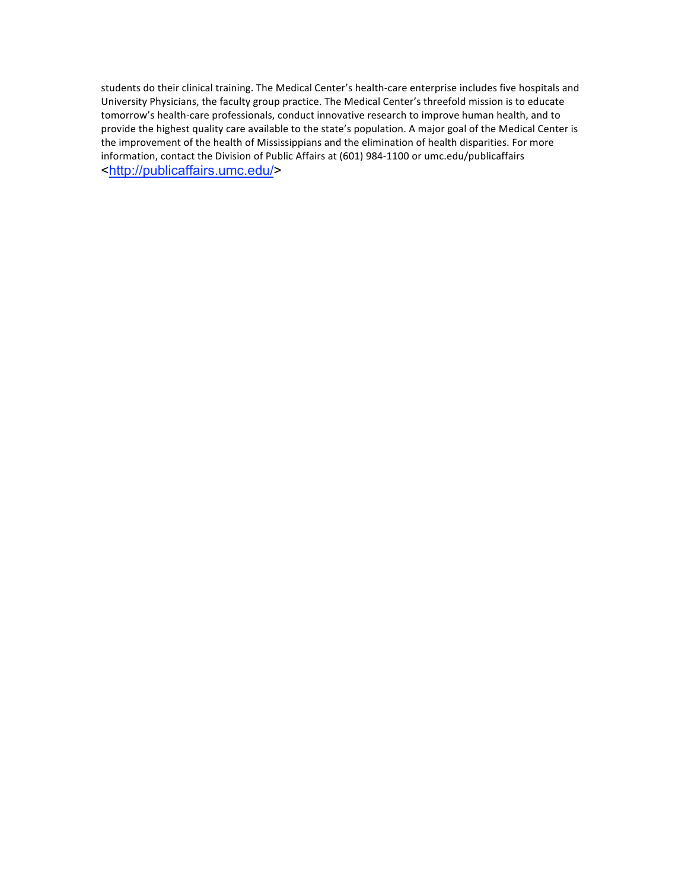students do their clinical training. The Medical Center's health-care enterprise includes five hospitals and University Physicians, the faculty group practice. The Medical Center's threefold mission is to educate tomorrow's health-care professionals, conduct innovative research to improve human health, and to provide the highest quality care available to the state's population. A major goal of the Medical Center is the improvement of the health of Mississippians and the elimination of health disparities. For more information, contact the Division of Public Affairs at (601) 984-1100 or umc.edu/publicaffairs <http://publicaffairs.umc.edu/>